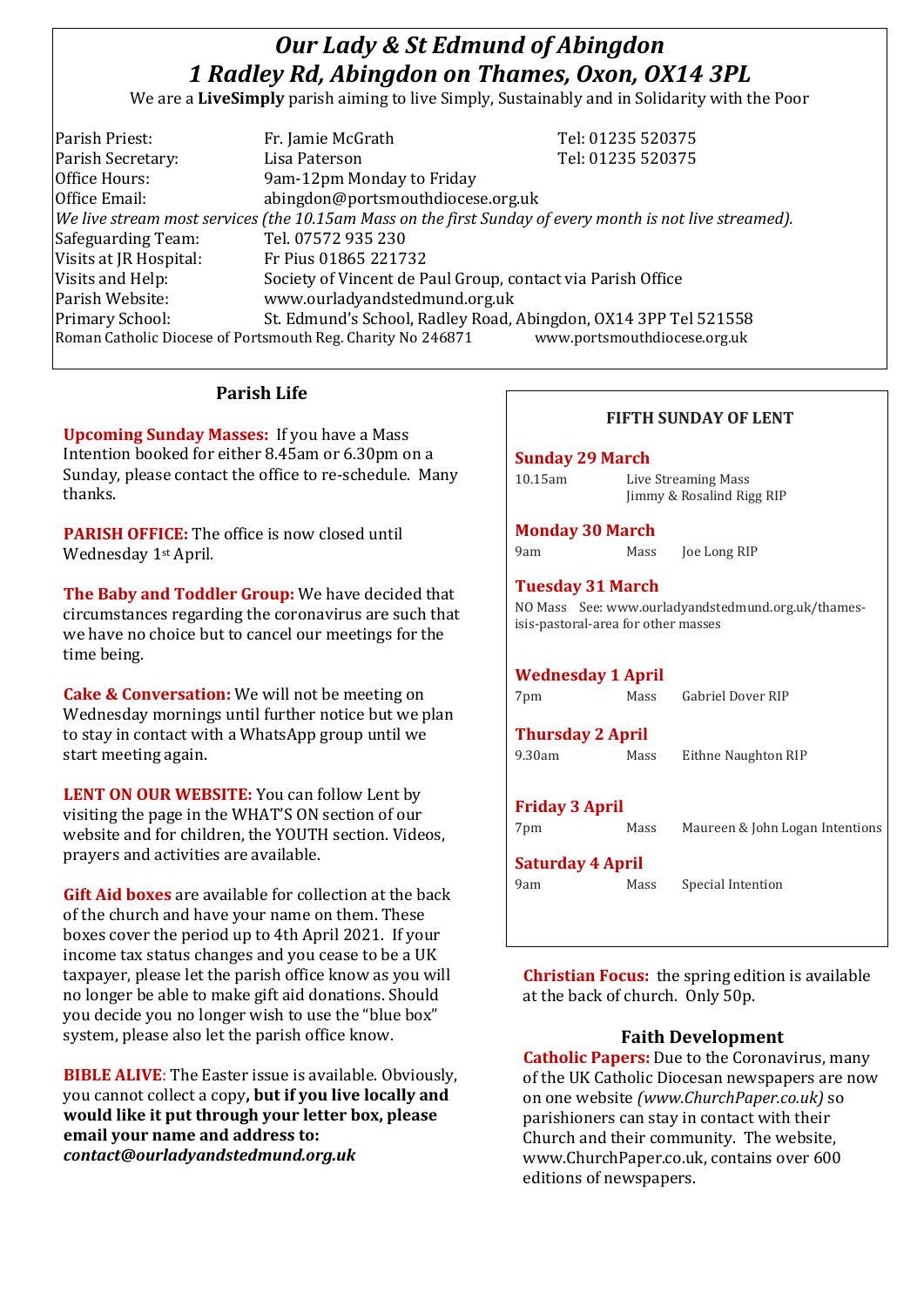# *Our Lady & St Edmund of Abingdon*
# *1 Radley Rd, Abingdon on Thames, Oxon, OX14 3PL*

We are a **LiveSimply** parish aiming to live Simply, Sustainably and in Solidarity with the Poor

| | | |
|---|---|---|
| Parish Priest: | Fr. Jamie McGrath | Tel: 01235 520375 |
| Parish Secretary: | Lisa Paterson | Tel: 01235 520375 |
| Office Hours: | 9am-12pm Monday to Friday | |
| Office Email: | abingdon@portsmouthdiocese.org.uk | |

*We live stream most services (the 10.15am Mass on the first Sunday of every month is not live streamed).*

| | |
|---|---|
| Safeguarding Team: | Tel. 07572 935 230 |
| Visits at JR Hospital: | Fr Pius 01865 221732 |
| Visits and Help: | Society of Vincent de Paul Group, contact via Parish Office |
| Parish Website: | www.ourladyandstedmund.org.uk |
| Primary School: | St. Edmund's School, Radley Road, Abingdon, OX14 3PP Tel 521558 |

Roman Catholic Diocese of Portsmouth Reg. Charity No 246871 www.portsmouthdiocese.org.uk

## Parish Life

**Upcoming Sunday Masses:** If you have a Mass Intention booked for either 8.45am or 6.30pm on a Sunday, please contact the office to re-schedule. Many thanks.

**PARISH OFFICE:** The office is now closed until Wednesday 1st April.

**The Baby and Toddler Group:** We have decided that circumstances regarding the coronavirus are such that we have no choice but to cancel our meetings for the time being.

**Cake & Conversation:** We will not be meeting on Wednesday mornings until further notice but we plan to stay in contact with a WhatsApp group until we start meeting again.

**LENT ON OUR WEBSITE:** You can follow Lent by visiting the page in the WHAT'S ON section of our website and for children, the YOUTH section. Videos, prayers and activities are available.

**Gift Aid boxes** are available for collection at the back of the church and have your name on them. These boxes cover the period up to 4th April 2021. If your income tax status changes and you cease to be a UK taxpayer, please let the parish office know as you will no longer be able to make gift aid donations. Should you decide you no longer wish to use the "blue box" system, please also let the parish office know.

**BIBLE ALIVE**: The Easter issue is available. Obviously, you cannot collect a copy**, but if you live locally and would like it put through your letter box, please email your name and address to:** ***contact@ourladyandstedmund.org.uk***

## FIFTH SUNDAY OF LENT

**Sunday 29 March**

10.15am Live Streaming Mass
Jimmy & Rosalind Rigg RIP

**Monday 30 March**

9am Mass Joe Long RIP

**Tuesday 31 March**

NO Mass See: www.ourladyandstedmund.org.uk/thames-isis-pastoral-area for other masses

**Wednesday 1 April**

7pm Mass Gabriel Dover RIP

**Thursday 2 April**

9.30am Mass Eithne Naughton RIP

**Friday 3 April**

7pm Mass Maureen & John Logan Intentions

**Saturday 4 April**

9am Mass Special Intention

**Christian Focus:** the spring edition is available at the back of church. Only 50p.

## Faith Development

**Catholic Papers:** Due to the Coronavirus, many of the UK Catholic Diocesan newspapers are now on one website *(www.ChurchPaper.co.uk)* so parishioners can stay in contact with their Church and their community. The website, www.ChurchPaper.co.uk, contains over 600 editions of newspapers.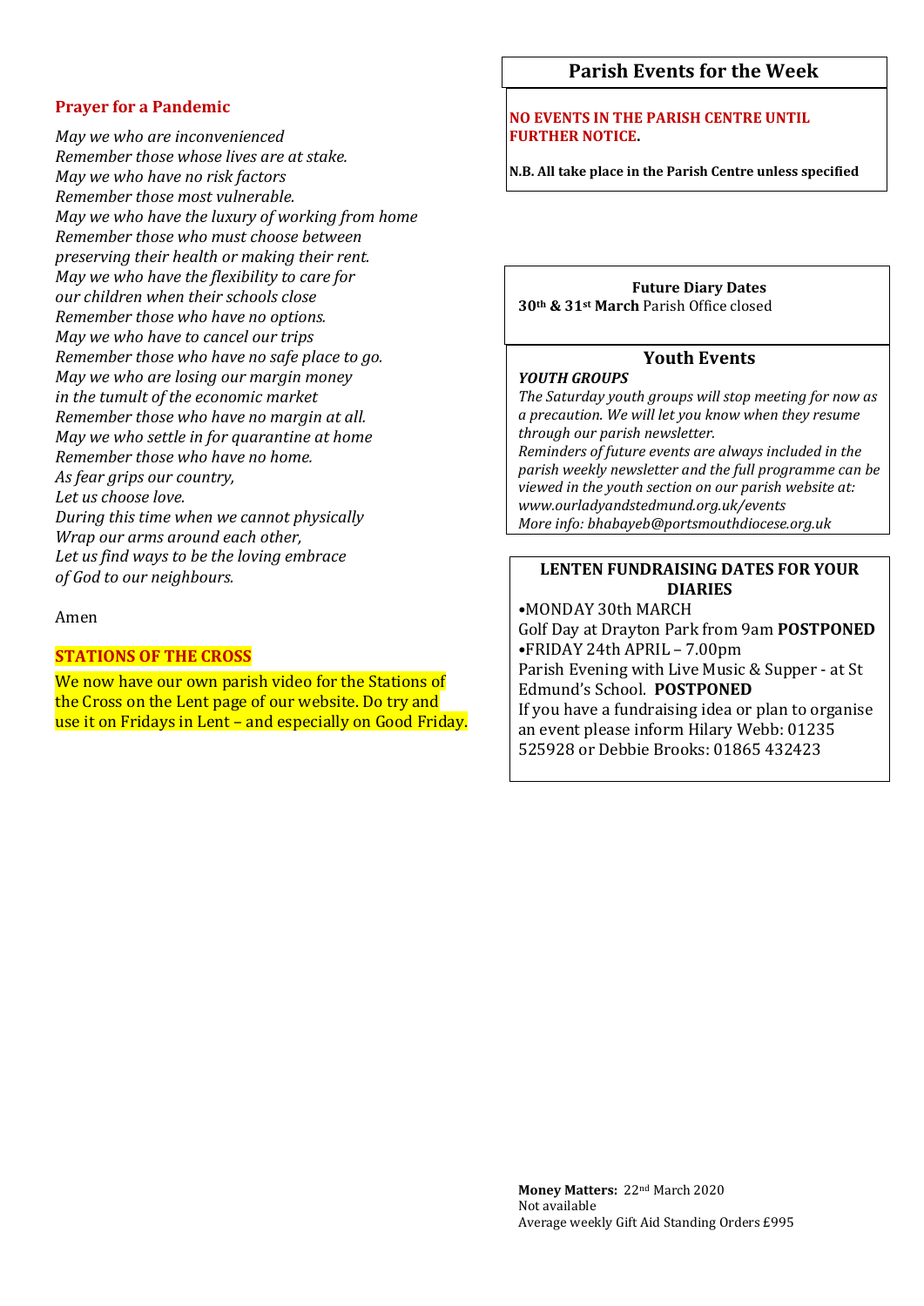## Prayer for a Pandemic

*May we who are inconvenienced*
*Remember those whose lives are at stake.*
*May we who have no risk factors*
*Remember those most vulnerable.*
*May we who have the luxury of working from home*
*Remember those who must choose between*
*preserving their health or making their rent.*
*May we who have the flexibility to care for*
*our children when their schools close*
*Remember those who have no options.*
*May we who have to cancel our trips*
*Remember those who have no safe place to go.*
*May we who are losing our margin money*
*in the tumult of the economic market*
*Remember those who have no margin at all.*
*May we who settle in for quarantine at home*
*Remember those who have no home.*
*As fear grips our country,*
*Let us choose love.*
*During this time when we cannot physically*
*Wrap our arms around each other,*
*Let us find ways to be the loving embrace*
*of God to our neighbours.*

Amen

## STATIONS OF THE CROSS

We now have our own parish video for the Stations of the Cross on the Lent page of our website. Do try and use it on Fridays in Lent – and especially on Good Friday.

## Parish Events for the Week

**NO EVENTS IN THE PARISH CENTRE UNTIL FURTHER NOTICE.**

**N.B. All take place in the Parish Centre unless specified**

**Future Diary Dates**

**30th & 31st March** Parish Office closed

## Youth Events

***YOUTH GROUPS***

*The Saturday youth groups will stop meeting for now as a precaution. We will let you know when they resume through our parish newsletter.*
*Reminders of future events are always included in the parish weekly newsletter and the full programme can be viewed in the youth section on our parish website at: www.ourladyandstedmund.org.uk/events*
*More info: bhabayeb@portsmouthdiocese.org.uk*

**LENTEN FUNDRAISING DATES FOR YOUR DIARIES**

- MONDAY 30th MARCH
Golf Day at Drayton Park from 9am **POSTPONED**
- FRIDAY 24th APRIL – 7.00pm
Parish Evening with Live Music & Supper - at St Edmund's School. **POSTPONED**

If you have a fundraising idea or plan to organise an event please inform Hilary Webb: 01235 525928 or Debbie Brooks: 01865 432423

**Money Matters:** 22nd March 2020
Not available
Average weekly Gift Aid Standing Orders £995